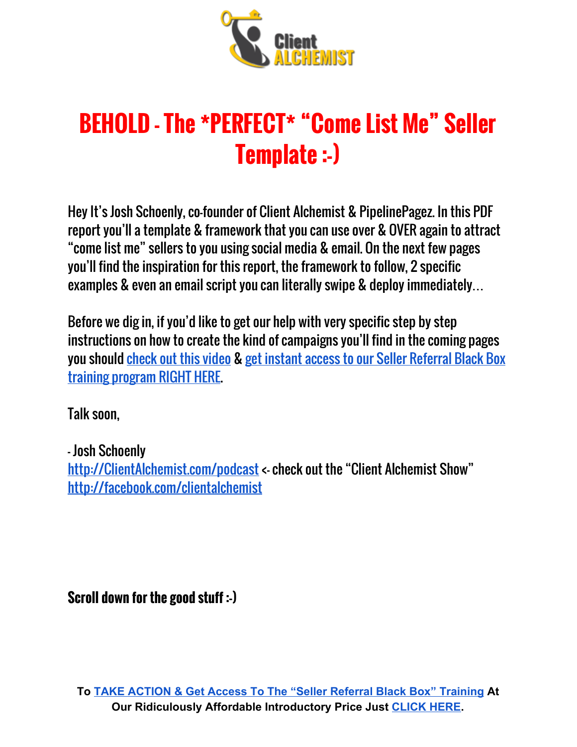# BEHOLD - The *PERFECT* “Come List Me” Seller Template :-)

Hey It’s Josh Schoenly, co-founder of Client Alchemist & PipelinePagez. In this PDF report you’ll a template & framework that you can use over & OVER again to attract “come list me” sellers to you using social media & email. On the next few pages you’ll find the inspiration for this report, the framework to follow, 2 specific examples & even an email script you can literally swipe & deploy immediately…

Before we dig in, if you’d like to get our help with very specific step by step instructions on how to create the kind of campaigns you’ll find in the coming pages you should check out this video & get instant access to our Seller Referral Black Box training program RIGHT HERE.

Talk soon,

- Josh Schoenly
http://ClientAlchemist.com/podcast <- check out the “Client Alchemist Show”
http://facebook.com/clientalchemist

**Scroll down for the good stuff :-)**

**To TAKE ACTION & Get Access To The “Seller Referral Black Box” Training At Our Ridiculously Affordable Introductory Price Just CLICK HERE.**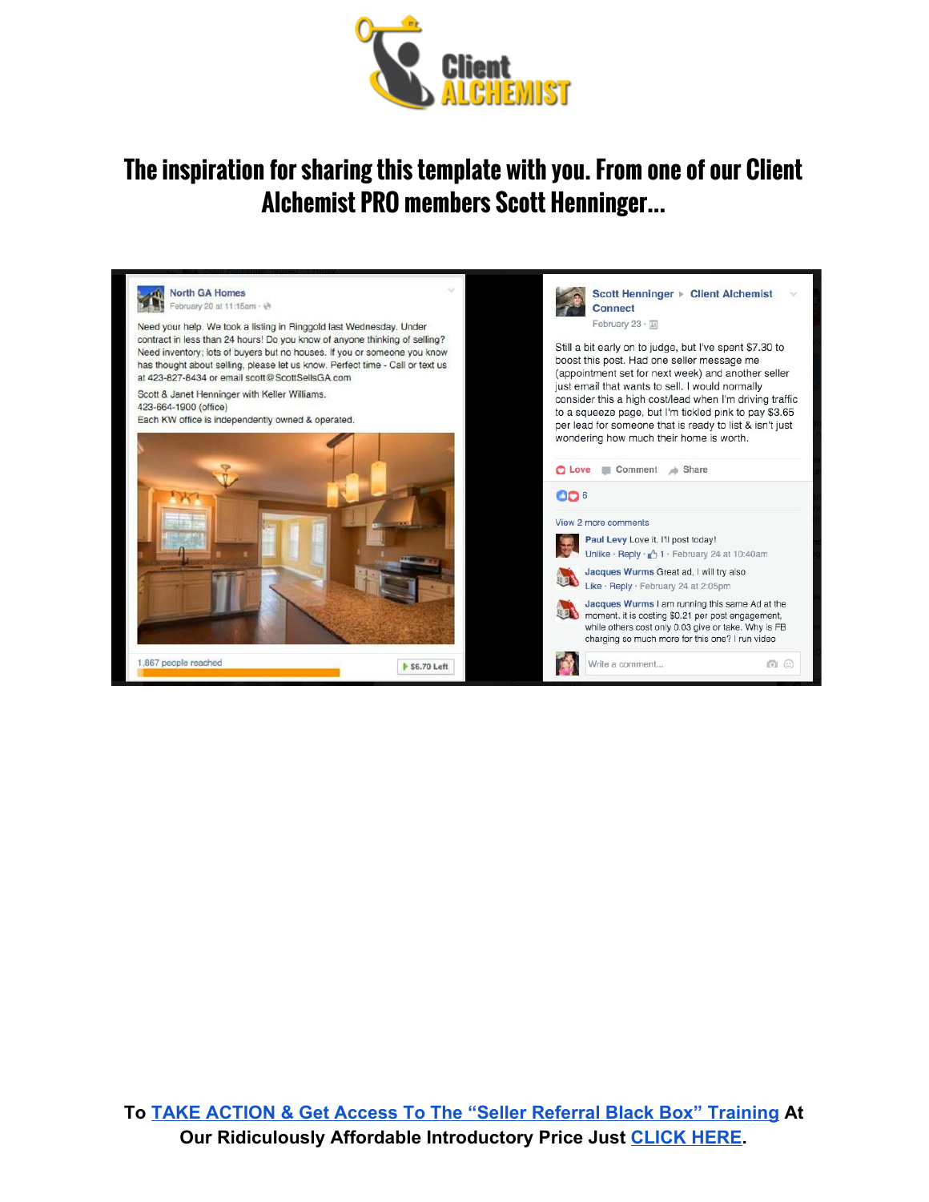# The inspiration for sharing this template with you. From one of our Client Alchemist PRO members Scott Henninger...

North GA Homes
February 20 at 11:15am

Need your help. We took a listing in Ringgold last Wednesday. Under contract in less than 24 hours! Do you know of anyone thinking of selling? Need inventory; lots of buyers but no houses. If you or someone you know has thought about selling, please let us know. Perfect time - Call or text us at 423-827-8434 or email scott@ScottSellsGA.com

Scott & Janet Henninger with Keller Williams.
423-664-1900 (office)
Each KW office is independently owned & operated.

1,867 people reached — $6.70 Left

Scott Henninger ▸ Client Alchemist Connect
February 23

Still a bit early on to judge, but I've spent $7.30 to boost this post. Had one seller message me (appointment set for next week) and another seller just email that wants to sell. I would normally consider this a high cost/lead when I'm driving traffic to a squeeze page, but I'm tickled pink to pay $3.65 per lead for someone that is ready to list & isn't just wondering how much their home is worth.

Love · Comment · Share

6

View 2 more comments

**Paul Levy** Love it. I'll post today!
Unlike · Reply · 1 · February 24 at 10:40am

**Jacques Wurms** Great ad, I will try also
Like · Reply · February 24 at 2:05pm

**Jacques Wurms** I am running this same Ad at the moment. it is costing $0.21 per post engagement, while others cost only 0.03 give or take. Why is FB charging so much more for this one? I run video

Write a comment...

**To [TAKE ACTION & Get Access To The "Seller Referral Black Box" Training]() At Our Ridiculously Affordable Introductory Price Just [CLICK HERE]().**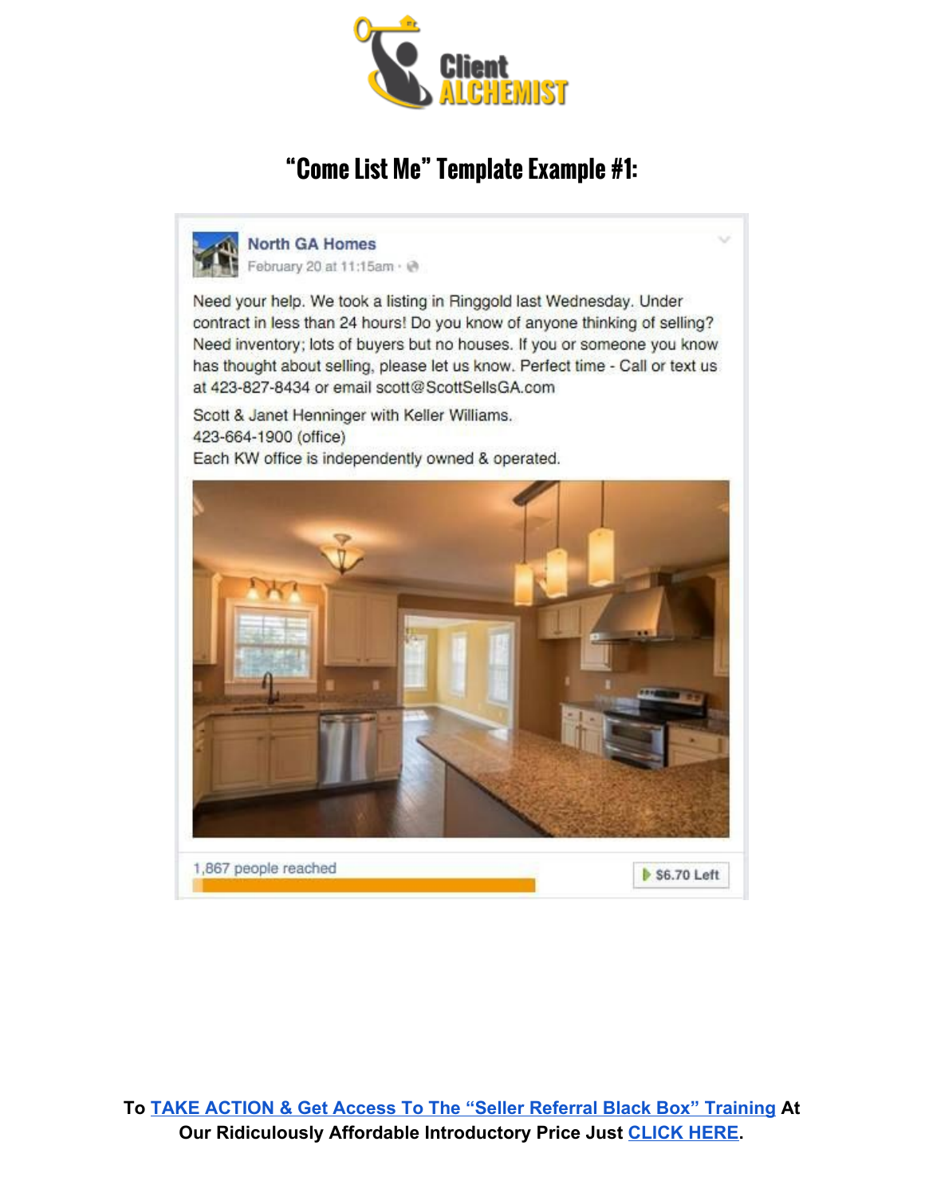# "Come List Me" Template Example #1:

**North GA Homes**
February 20 at 11:15am

Need your help. We took a listing in Ringgold last Wednesday. Under contract in less than 24 hours! Do you know of anyone thinking of selling? Need inventory; lots of buyers but no houses. If you or someone you know has thought about selling, please let us know. Perfect time - Call or text us at 423-827-8434 or email scott@ScottSellsGA.com

Scott & Janet Henninger with Keller Williams.
423-664-1900 (office)
Each KW office is independently owned & operated.

1,867 people reached

$6.70 Left

**To TAKE ACTION & Get Access To The "Seller Referral Black Box" Training At Our Ridiculously Affordable Introductory Price Just CLICK HERE.**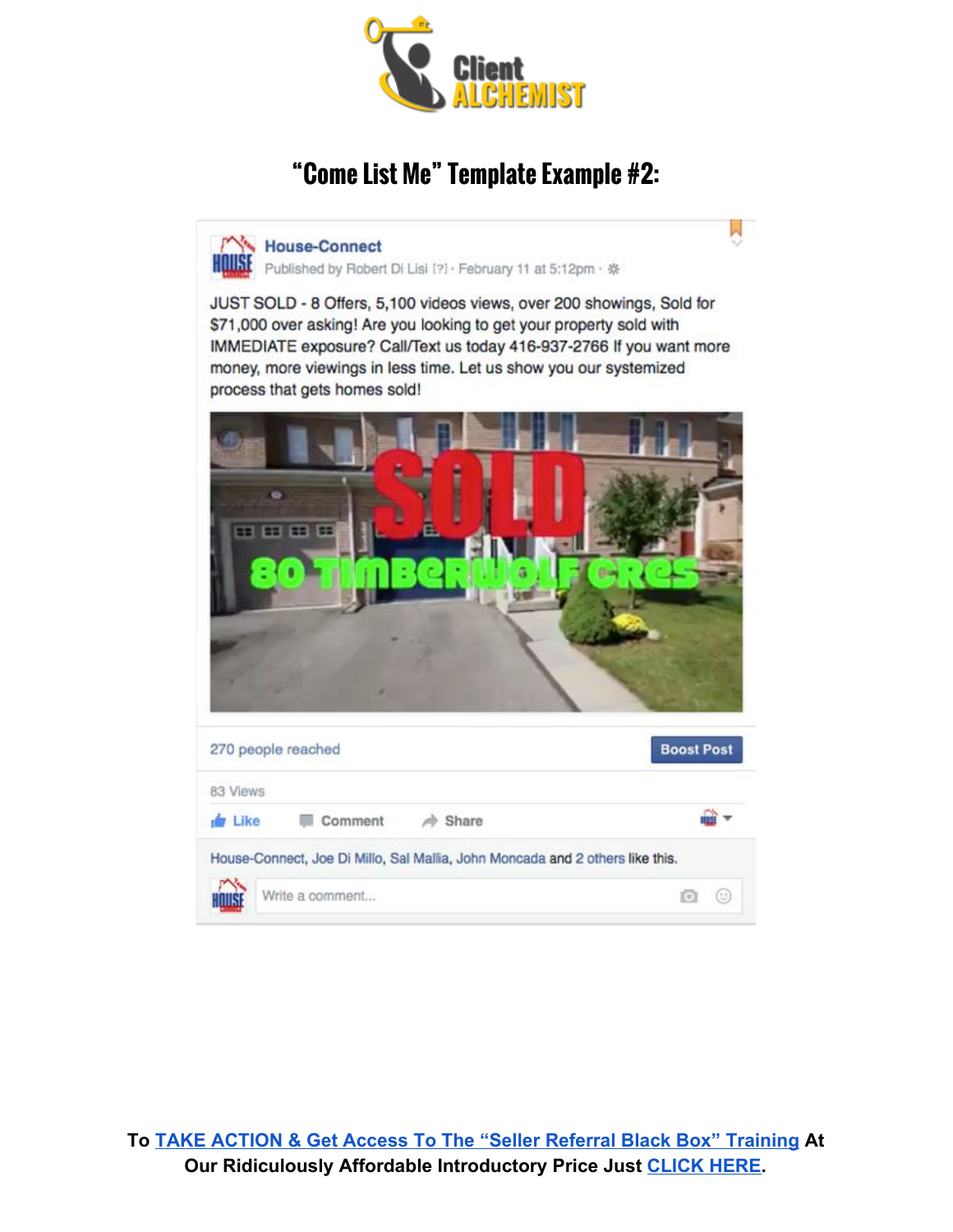# "Come List Me" Template Example #2:

**House-Connect**
Published by Robert Di Lisi [?] · February 11 at 5:12pm

JUST SOLD - 8 Offers, 5,100 videos views, over 200 showings, Sold for $71,000 over asking! Are you looking to get your property sold with IMMEDIATE exposure? Call/Text us today 416-937-2766 If you want more money, more viewings in less time. Let us show you our systemized process that gets homes sold!

SOLD
80 TIMBERWOLF CRES

270 people reached — Boost Post

83 Views

Like · Comment · Share

House-Connect, Joe Di Millo, Sal Mallia, John Moncada and 2 others like this.

Write a comment...

**To [TAKE ACTION & Get Access To The "Seller Referral Black Box" Training] At Our Ridiculously Affordable Introductory Price Just [CLICK HERE].**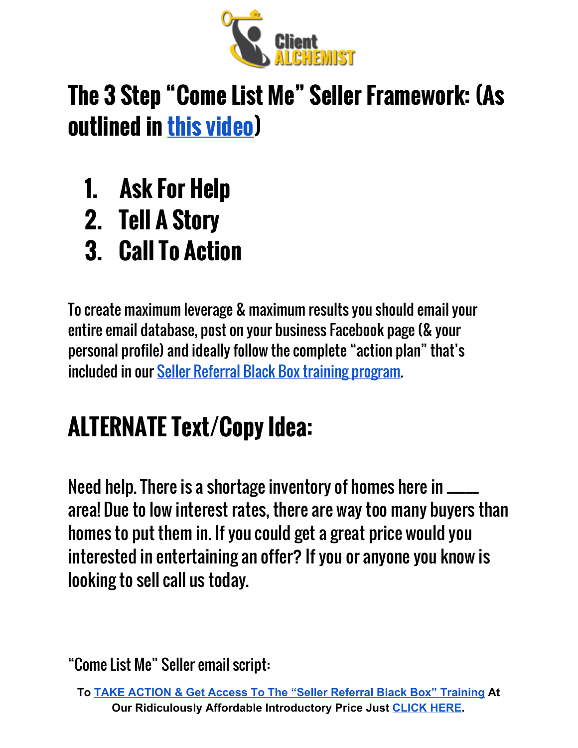# The 3 Step "Come List Me" Seller Framework: (As outlined in this video)

1. Ask For Help
2. Tell A Story
3. Call To Action

To create maximum leverage & maximum results you should email your entire email database, post on your business Facebook page (& your personal profile) and ideally follow the complete "action plan" that's included in our Seller Referral Black Box training program.

# ALTERNATE Text/Copy Idea:

Need help. There is a shortage inventory of homes here in ____ area! Due to low interest rates, there are way too many buyers than homes to put them in. If you could get a great price would you interested in entertaining an offer? If you or anyone you know is looking to sell call us today.

"Come List Me" Seller email script:

**To TAKE ACTION & Get Access To The "Seller Referral Black Box" Training At Our Ridiculously Affordable Introductory Price Just CLICK HERE.**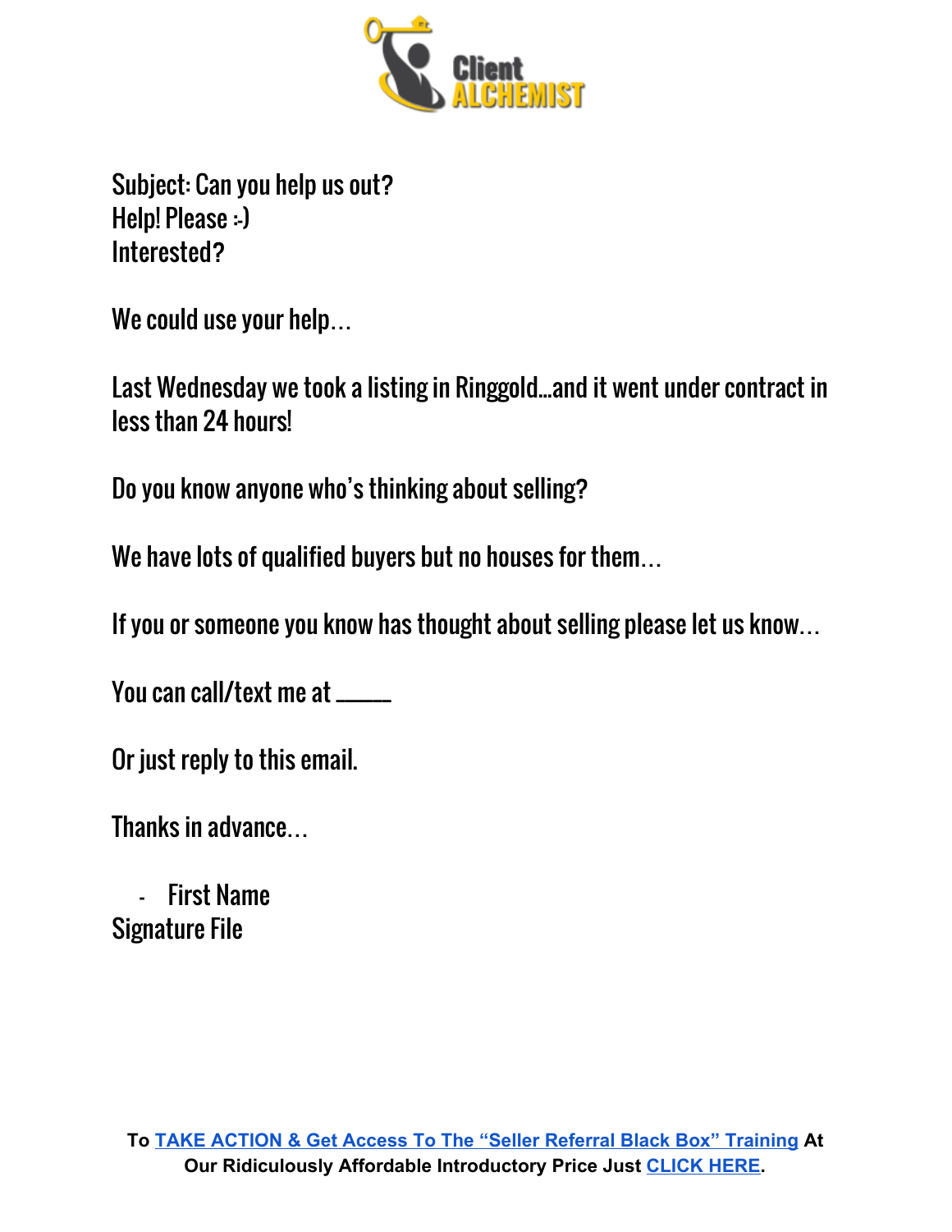Subject: Can you help us out?
Help! Please :-)
Interested?

We could use your help…

Last Wednesday we took a listing in Ringgold…and it went under contract in less than 24 hours!

Do you know anyone who's thinking about selling?

We have lots of qualified buyers but no houses for them…

If you or someone you know has thought about selling please let us know…

You can call/text me at _____

Or just reply to this email.

Thanks in advance…

- First Name

Signature File

**To TAKE ACTION & Get Access To The "Seller Referral Black Box" Training At Our Ridiculously Affordable Introductory Price Just CLICK HERE.**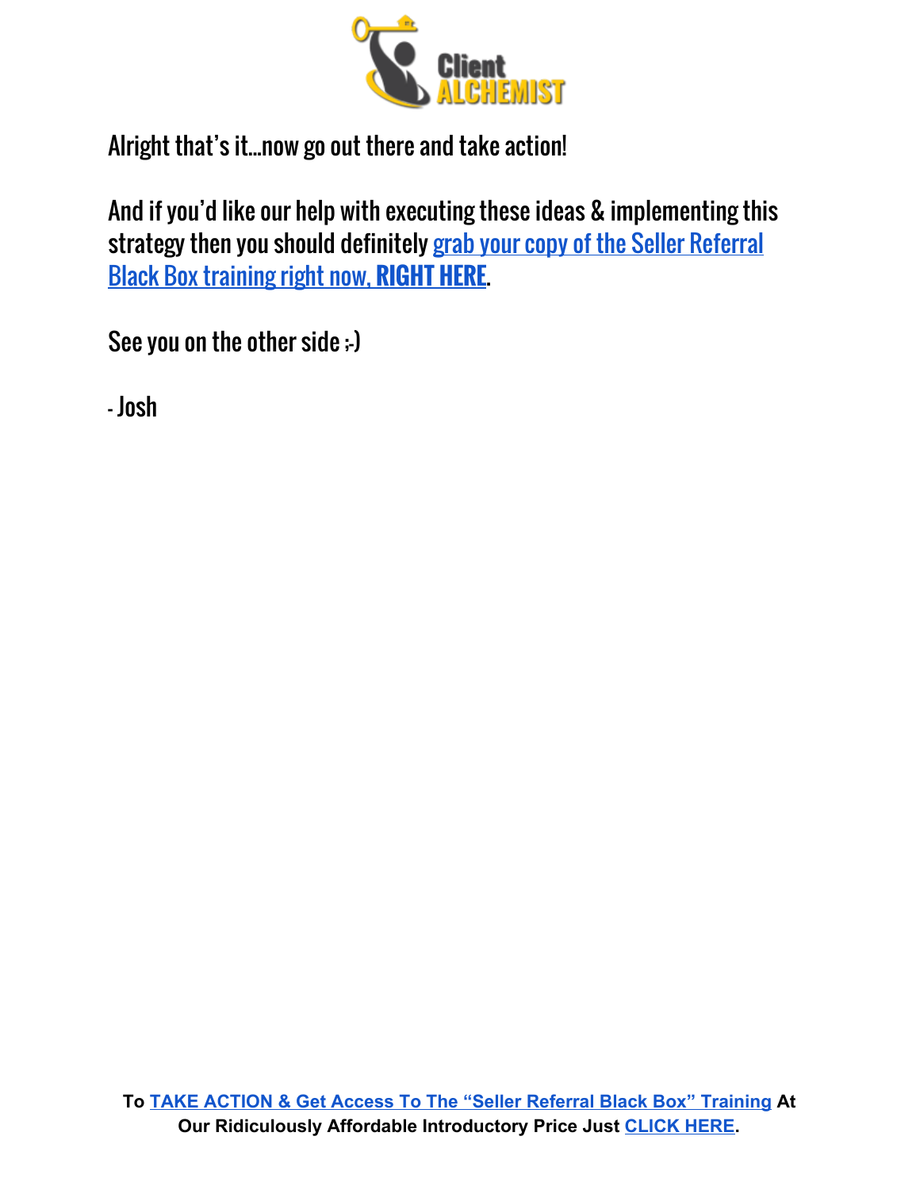Alright that's it...now go out there and take action!

And if you'd like our help with executing these ideas & implementing this strategy then you should definitely grab your copy of the Seller Referral Black Box training right now, **RIGHT HERE**.

See you on the other side ;-)

- Josh

**To TAKE ACTION & Get Access To The "Seller Referral Black Box" Training At Our Ridiculously Affordable Introductory Price Just CLICK HERE.**